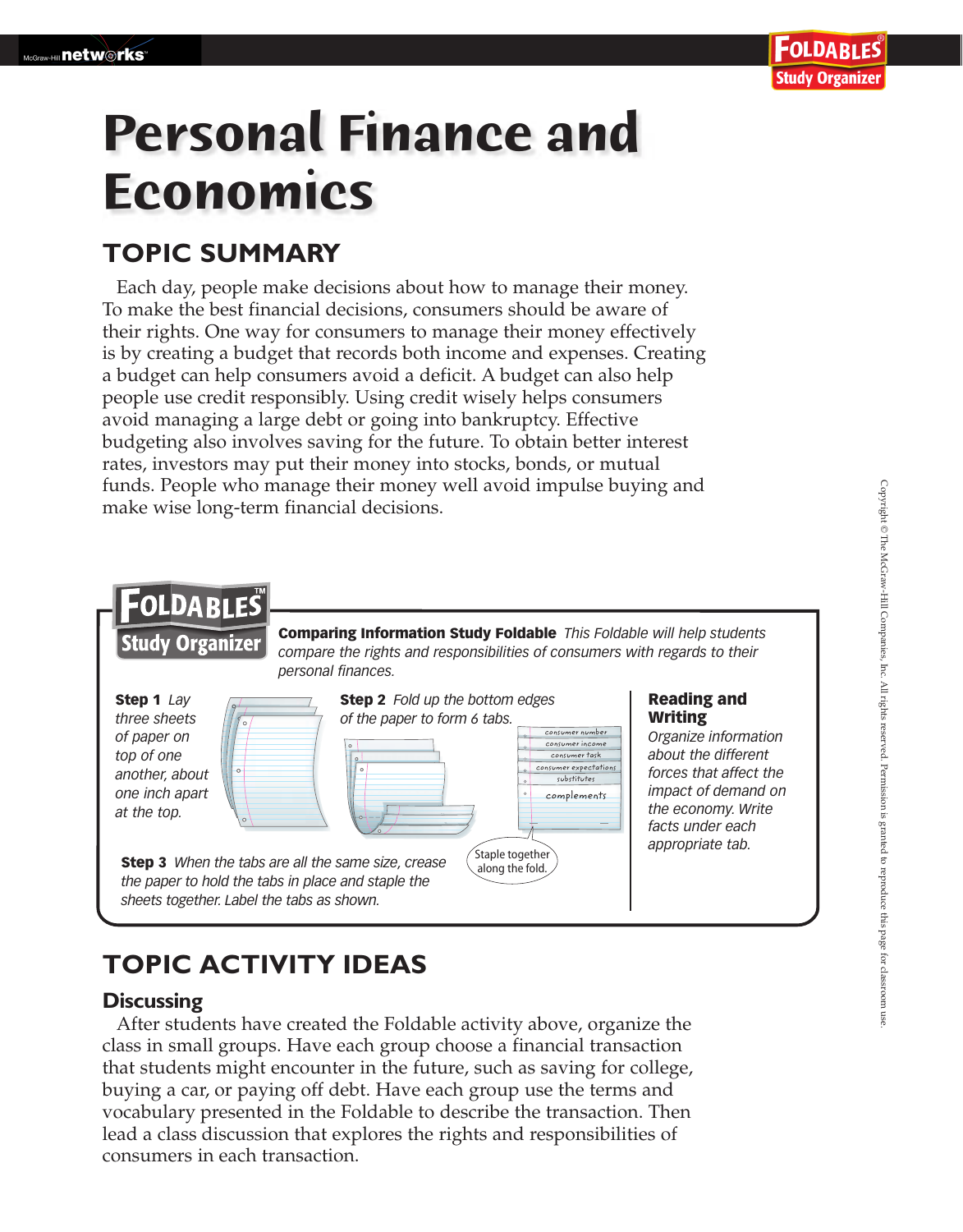# Personal Finance and Economics

## TOPIC SUMMARY

Each day, people make decisions about how to manage their money. To make the best financial decisions, consumers should be aware of their rights. One way for consumers to manage their money effectively is by creating a budget that records both income and expenses. Creating a budget can help consumers avoid a deficit. A budget can also help people use credit responsibly. Using credit wisely helps consumers avoid managing a large debt or going into bankruptcy. Effective budgeting also involves saving for the future. To obtain better interest rates, investors may put their money into stocks, bonds, or mutual funds. People who manage their money well avoid impulse buying and make wise long-term financial decisions.

### FOLDABLES Study Organizer

**Comparing Information Study Foldable** *This Foldable will help students compare the rights and responsibilities of consumers with regards to their personal finances.*

**Step 1** *Lay three sheets of paper on top of one another, about one inch apart at the top.*

**Step 2** *Fold up the bottom edges of the paper to form 6 tabs.*

- consumer number
- consumer income
- consumer task
- consumer expectations
- substitutes
- complements

Staple together along the fold.

**Step 3** *When the tabs are all the same size, crease the paper to hold the tabs in place and staple the sheets together. Label the tabs as shown.*

**Reading and Writing**

*Organize information about the different forces that affect the impact of demand on the economy. Write facts under each appropriate tab.*

## TOPIC ACTIVITY IDEAS

### Discussing

After students have created the Foldable activity above, organize the class in small groups. Have each group choose a financial transaction that students might encounter in the future, such as saving for college, buying a car, or paying off debt. Have each group use the terms and vocabulary presented in the Foldable to describe the transaction. Then lead a class discussion that explores the rights and responsibilities of consumers in each transaction.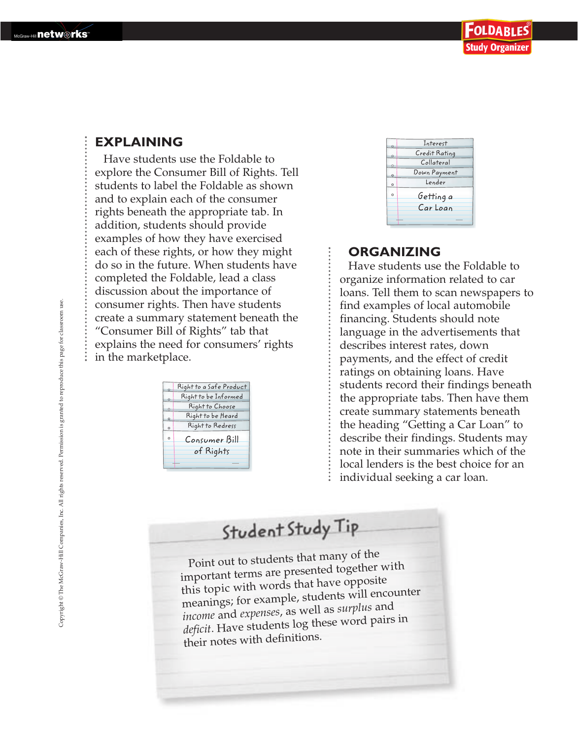## EXPLAINING

Have students use the Foldable to explore the Consumer Bill of Rights. Tell students to label the Foldable as shown and to explain each of the consumer rights beneath the appropriate tab. In addition, students should provide examples of how they have exercised each of these rights, or how they might do so in the future. When students have completed the Foldable, lead a class discussion about the importance of consumer rights. Then have students create a summary statement beneath the "Consumer Bill of Rights" tab that explains the need for consumers' rights in the marketplace.

Right to a Safe Product
Right to be Informed
Right to Choose
Right to be Heard
Right to Redress
Consumer Bill of Rights

Interest
Credit Rating
Collateral
Down Payment
Lender
Getting a Car Loan

## ORGANIZING

Have students use the Foldable to organize information related to car loans. Tell them to scan newspapers to find examples of local automobile financing. Students should note language in the advertisements that describes interest rates, down payments, and the effect of credit ratings on obtaining loans. Have students record their findings beneath the appropriate tabs. Then have them create summary statements beneath the heading "Getting a Car Loan" to describe their findings. Students may note in their summaries which of the local lenders is the best choice for an individual seeking a car loan.

## Student Study Tip

Point out to students that many of the important terms are presented together with this topic with words that have opposite meanings; for example, students will encounter *income* and *expenses*, as well as *surplus* and *deficit*. Have students log these word pairs in their notes with definitions.